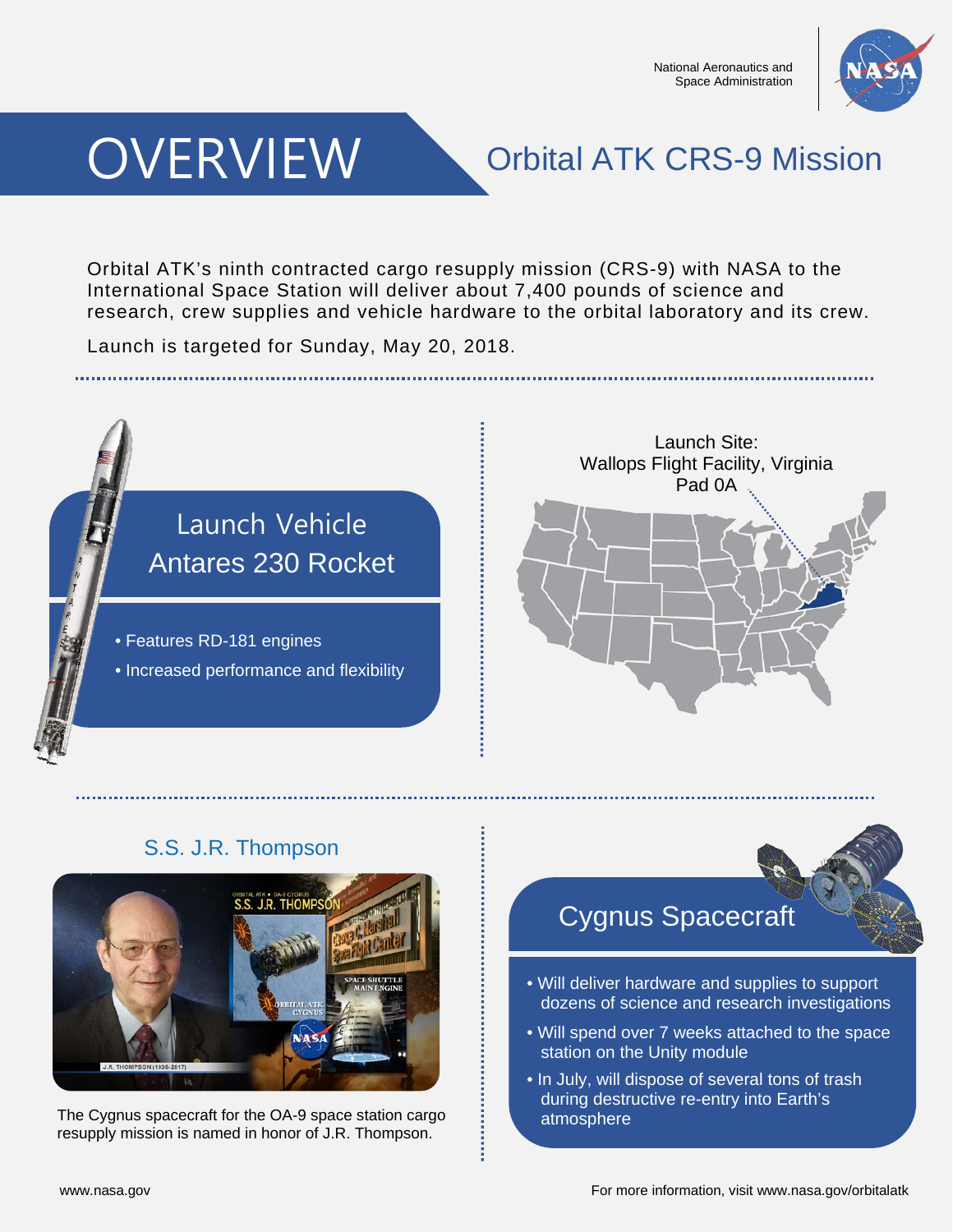National Aeronautics and Space Administration

# OVERVIEW

## Orbital ATK CRS-9 Mission

Orbital ATK's ninth contracted cargo resupply mission (CRS-9) with NASA to the International Space Station will deliver about 7,400 pounds of science and research, crew supplies and vehicle hardware to the orbital laboratory and its crew.

Launch is targeted for Sunday, May 20, 2018.

### Launch Vehicle
### Antares 230 Rocket

- Features RD-181 engines
- Increased performance and flexibility

Launch Site:
Wallops Flight Facility, Virginia
Pad 0A

### S.S. J.R. Thompson

The Cygnus spacecraft for the OA-9 space station cargo resupply mission is named in honor of J.R. Thompson.

### Cygnus Spacecraft

- Will deliver hardware and supplies to support dozens of science and research investigations
- Will spend over 7 weeks attached to the space station on the Unity module
- In July, will dispose of several tons of trash during destructive re-entry into Earth's atmosphere

www.nasa.gov

For more information, visit www.nasa.gov/orbitalatk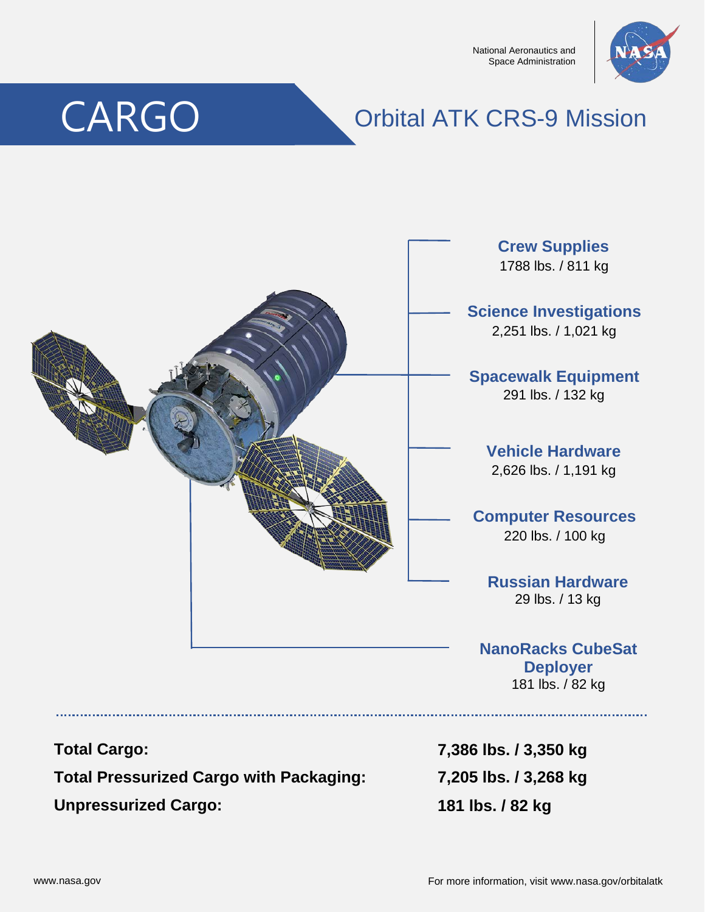National Aeronautics and Space Administration

# CARGO

## Orbital ATK CRS-9 Mission

**Crew Supplies**
1788 lbs. / 811 kg

**Science Investigations**
2,251 lbs. / 1,021 kg

**Spacewalk Equipment**
291 lbs. / 132 kg

**Vehicle Hardware**
2,626 lbs. / 1,191 kg

**Computer Resources**
220 lbs. / 100 kg

**Russian Hardware**
29 lbs. / 13 kg

**NanoRacks CubeSat Deployer**
181 lbs. / 82 kg

| | |
|---|---|
| **Total Cargo:** | **7,386 lbs. / 3,350 kg** |
| **Total Pressurized Cargo with Packaging:** | **7,205 lbs. / 3,268 kg** |
| **Unpressurized Cargo:** | **181 lbs. / 82 kg** |

www.nasa.gov

For more information, visit www.nasa.gov/orbitalatk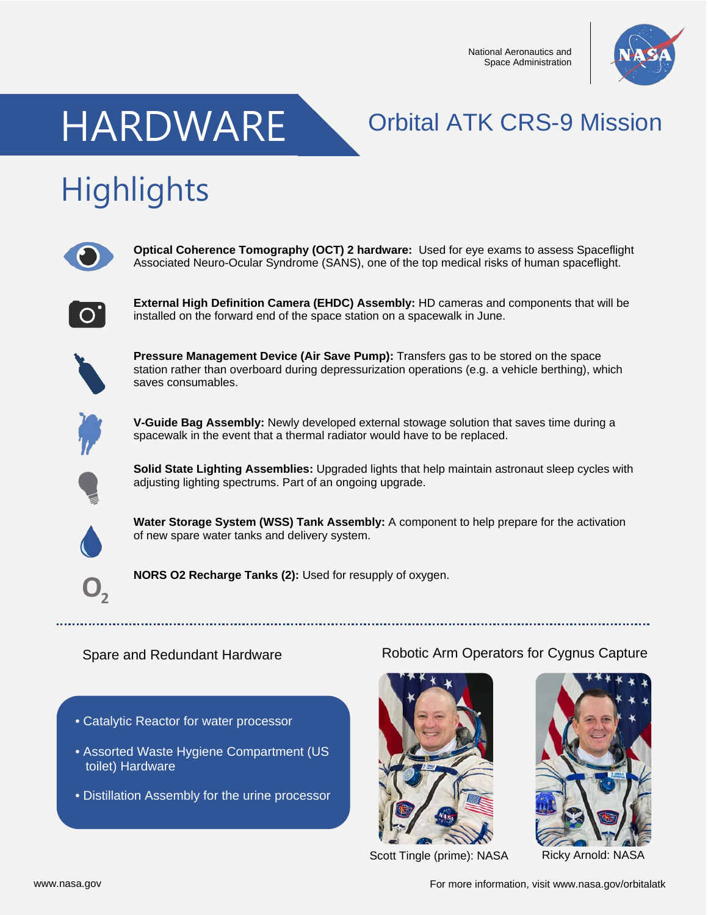National Aeronautics and Space Administration

# HARDWARE

## Orbital ATK CRS-9 Mission

# Highlights

**Optical Coherence Tomography (OCT) 2 hardware:** Used for eye exams to assess Spaceflight Associated Neuro-Ocular Syndrome (SANS), one of the top medical risks of human spaceflight.

**External High Definition Camera (EHDC) Assembly:** HD cameras and components that will be installed on the forward end of the space station on a spacewalk in June.

**Pressure Management Device (Air Save Pump):** Transfers gas to be stored on the space station rather than overboard during depressurization operations (e.g. a vehicle berthing), which saves consumables.

**V-Guide Bag Assembly:** Newly developed external stowage solution that saves time during a spacewalk in the event that a thermal radiator would have to be replaced.

**Solid State Lighting Assemblies:** Upgraded lights that help maintain astronaut sleep cycles with adjusting lighting spectrums. Part of an ongoing upgrade.

**Water Storage System (WSS) Tank Assembly:** A component to help prepare for the activation of new spare water tanks and delivery system.

**NORS O2 Recharge Tanks (2):** Used for resupply of oxygen.

---

### Spare and Redundant Hardware

- Catalytic Reactor for water processor
- Assorted Waste Hygiene Compartment (US toilet) Hardware
- Distillation Assembly for the urine processor

### Robotic Arm Operators for Cygnus Capture

Scott Tingle (prime): NASA

Ricky Arnold: NASA

www.nasa.gov

For more information, visit www.nasa.gov/orbitalatk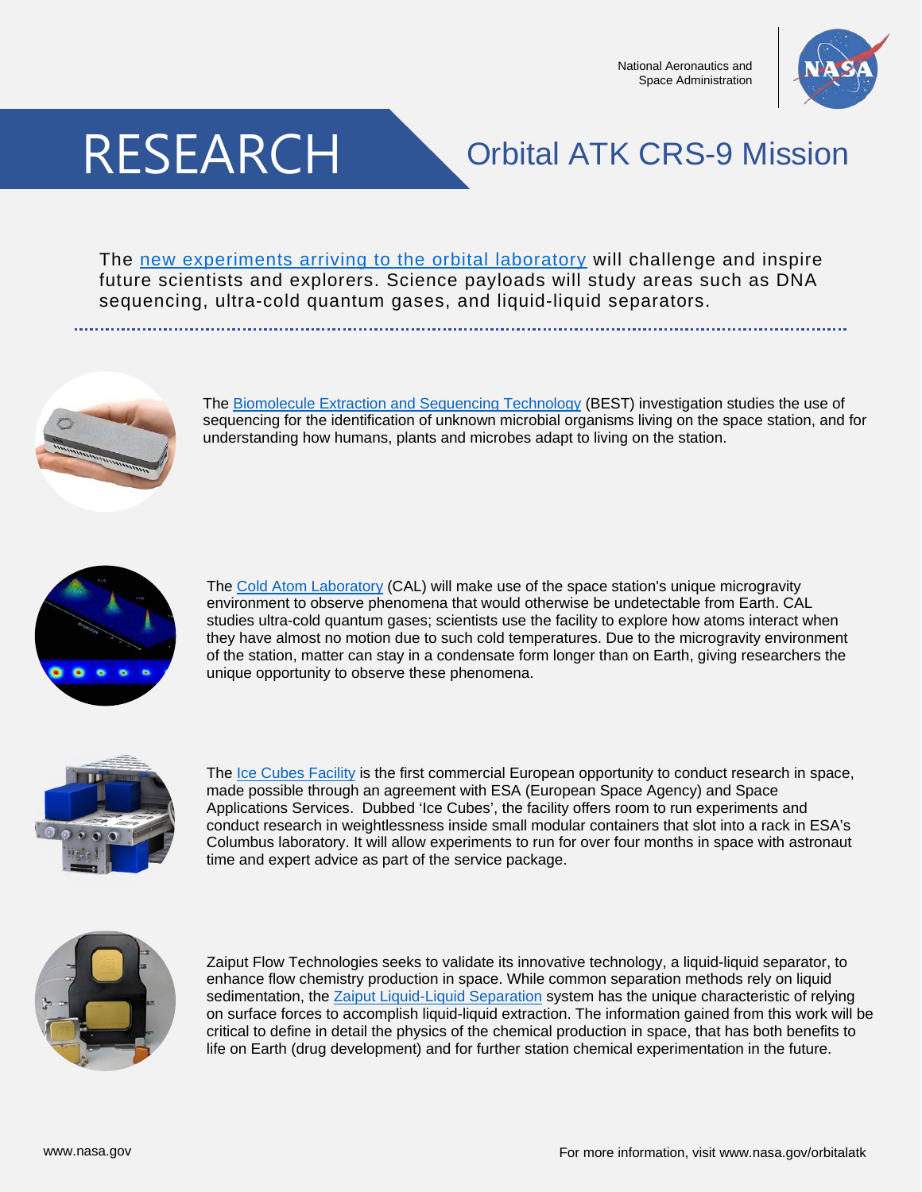National Aeronautics and Space Administration

# RESEARCH

## Orbital ATK CRS-9 Mission

The new experiments arriving to the orbital laboratory will challenge and inspire future scientists and explorers. Science payloads will study areas such as DNA sequencing, ultra-cold quantum gases, and liquid-liquid separators.

The Biomolecule Extraction and Sequencing Technology (BEST) investigation studies the use of sequencing for the identification of unknown microbial organisms living on the space station, and for understanding how humans, plants and microbes adapt to living on the station.

The Cold Atom Laboratory (CAL) will make use of the space station's unique microgravity environment to observe phenomena that would otherwise be undetectable from Earth. CAL studies ultra-cold quantum gases; scientists use the facility to explore how atoms interact when they have almost no motion due to such cold temperatures. Due to the microgravity environment of the station, matter can stay in a condensate form longer than on Earth, giving researchers the unique opportunity to observe these phenomena.

The Ice Cubes Facility is the first commercial European opportunity to conduct research in space, made possible through an agreement with ESA (European Space Agency) and Space Applications Services. Dubbed 'Ice Cubes', the facility offers room to run experiments and conduct research in weightlessness inside small modular containers that slot into a rack in ESA's Columbus laboratory. It will allow experiments to run for over four months in space with astronaut time and expert advice as part of the service package.

Zaiput Flow Technologies seeks to validate its innovative technology, a liquid-liquid separator, to enhance flow chemistry production in space. While common separation methods rely on liquid sedimentation, the Zaiput Liquid-Liquid Separation system has the unique characteristic of relying on surface forces to accomplish liquid-liquid extraction. The information gained from this work will be critical to define in detail the physics of the chemical production in space, that has both benefits to life on Earth (drug development) and for further station chemical experimentation in the future.

www.nasa.gov

For more information, visit www.nasa.gov/orbitalatk